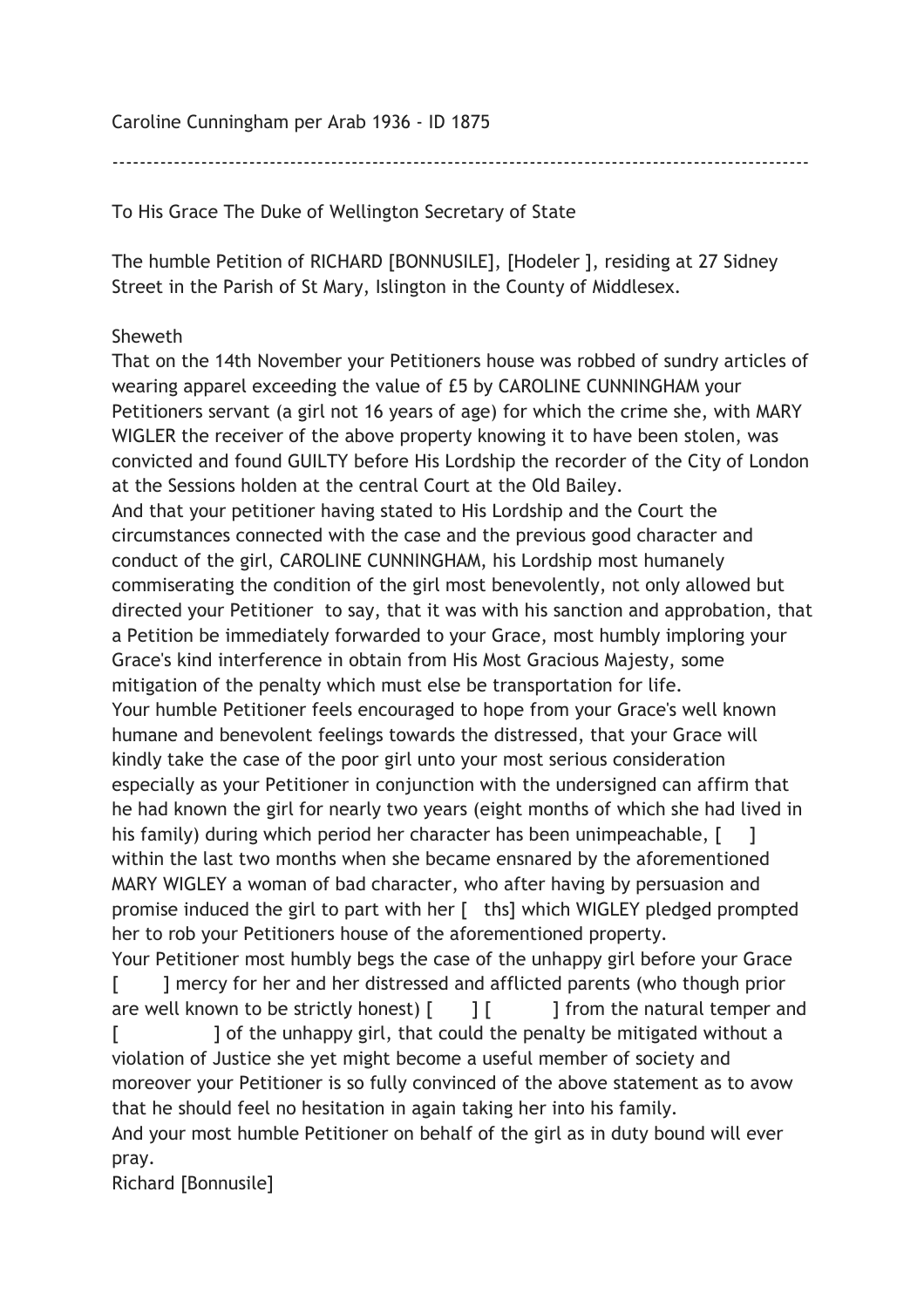Caroline Cunningham per Arab 1936 - ID 1875

---

To His Grace The Duke of Wellington Secretary of State

The humble Petition of RICHARD [BONNUSILE], [Hodeler ], residing at 27 Sidney Street in the Parish of St Mary, Islington in the County of Middlesex.

Sheweth

That on the 14th November your Petitioners house was robbed of sundry articles of wearing apparel exceeding the value of £5 by CAROLINE CUNNINGHAM your Petitioners servant (a girl not 16 years of age) for which the crime she, with MARY WIGLER the receiver of the above property knowing it to have been stolen, was convicted and found GUILTY before His Lordship the recorder of the City of London at the Sessions holden at the central Court at the Old Bailey.

And that your petitioner having stated to His Lordship and the Court the circumstances connected with the case and the previous good character and conduct of the girl, CAROLINE CUNNINGHAM, his Lordship most humanely commiserating the condition of the girl most benevolently, not only allowed but directed your Petitioner to say, that it was with his sanction and approbation, that a Petition be immediately forwarded to your Grace, most humbly imploring your Grace's kind interference in obtain from His Most Gracious Majesty, some mitigation of the penalty which must else be transportation for life.

Your humble Petitioner feels encouraged to hope from your Grace's well known humane and benevolent feelings towards the distressed, that your Grace will kindly take the case of the poor girl unto your most serious consideration especially as your Petitioner in conjunction with the undersigned can affirm that he had known the girl for nearly two years (eight months of which she had lived in his family) during which period her character has been unimpeachable, [ ] within the last two months when she became ensnared by the aforementioned MARY WIGLEY a woman of bad character, who after having by persuasion and promise induced the girl to part with her [ ths] which WIGLEY pledged prompted her to rob your Petitioners house of the aforementioned property.

Your Petitioner most humbly begs the case of the unhappy girl before your Grace [ ] mercy for her and her distressed and afflicted parents (who though prior are well known to be strictly honest) [ ] [ ] from the natural temper and [ ] of the unhappy girl, that could the penalty be mitigated without a violation of Justice she yet might become a useful member of society and moreover your Petitioner is so fully convinced of the above statement as to avow that he should feel no hesitation in again taking her into his family.

And your most humble Petitioner on behalf of the girl as in duty bound will ever pray.

Richard [Bonnusile]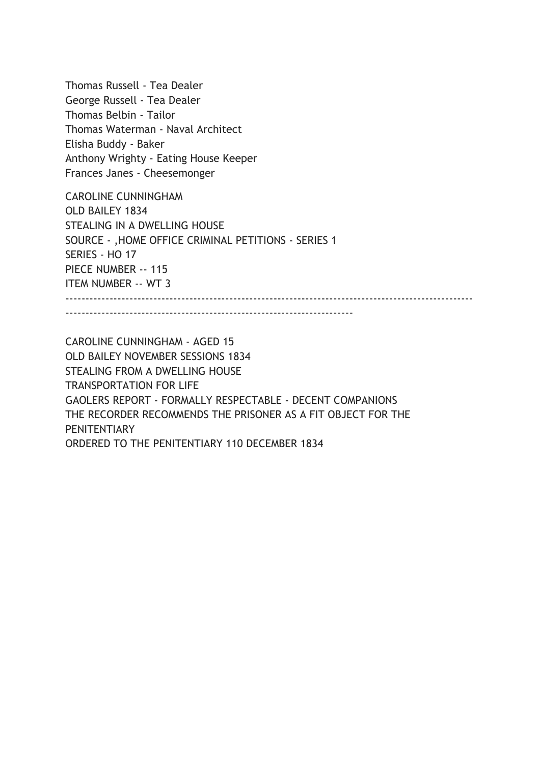Thomas Russell - Tea Dealer
George Russell - Tea Dealer
Thomas Belbin - Tailor
Thomas Waterman - Naval Architect
Elisha Buddy - Baker
Anthony Wrighty - Eating House Keeper
Frances Janes - Cheesemonger

CAROLINE CUNNINGHAM
OLD BAILEY 1834
STEALING IN A DWELLING HOUSE
SOURCE - ,HOME OFFICE CRIMINAL PETITIONS - SERIES 1
SERIES - HO 17
PIECE NUMBER -- 115
ITEM NUMBER -- WT 3

---------------------------------------------------------------------------------------------------------------------------------------------------------------------------------

CAROLINE CUNNINGHAM - AGED 15
OLD BAILEY NOVEMBER SESSIONS 1834
STEALING FROM A DWELLING HOUSE
TRANSPORTATION FOR LIFE
GAOLERS REPORT - FORMALLY RESPECTABLE - DECENT COMPANIONS
THE RECORDER RECOMMENDS THE PRISONER AS A FIT OBJECT FOR THE PENITENTIARY
ORDERED TO THE PENITENTIARY 110 DECEMBER 1834